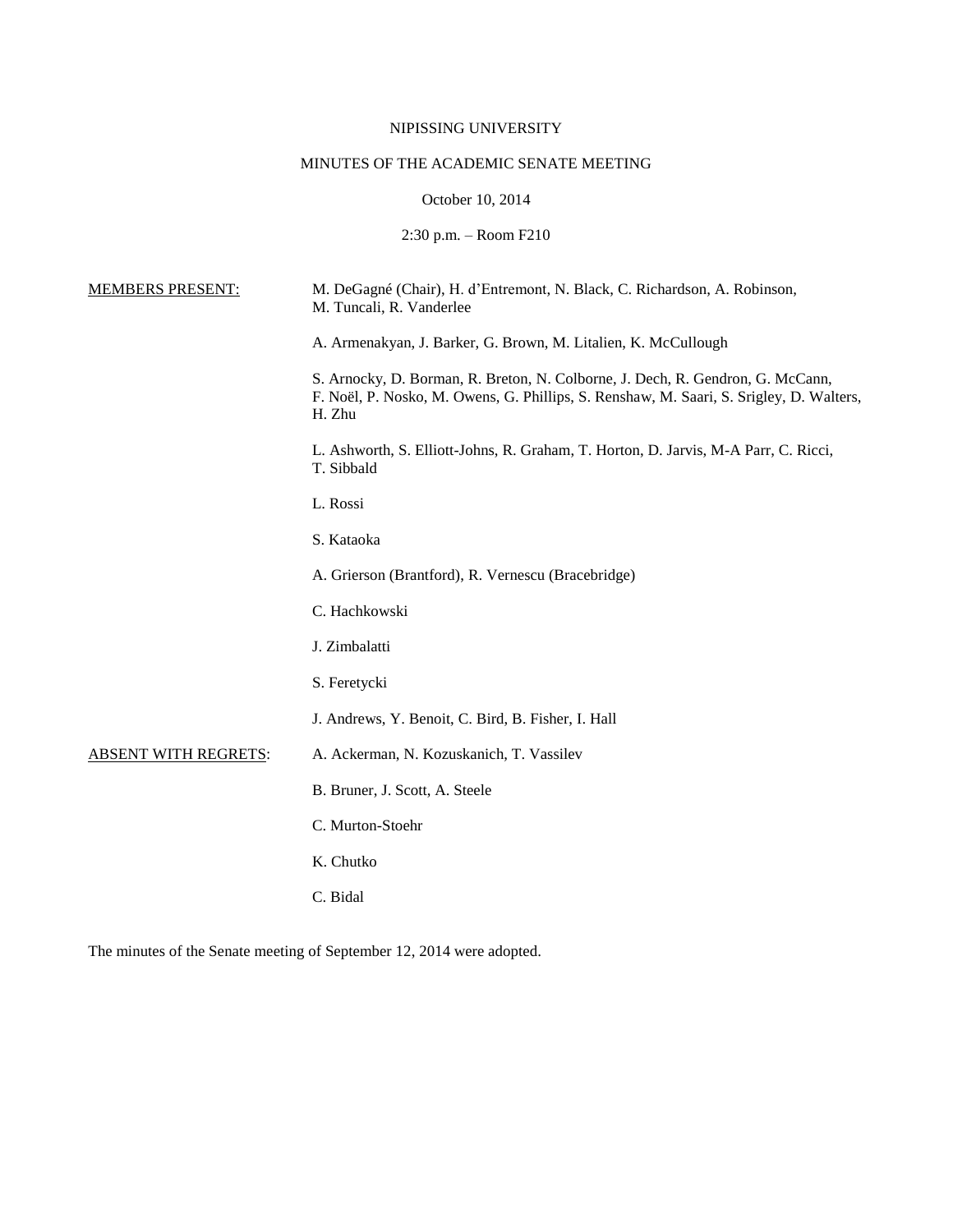NIPISSING UNIVERSITY

MINUTES OF THE ACADEMIC SENATE MEETING

October 10, 2014

2:30 p.m. – Room F210

<u>MEMBERS PRESENT:</u>

M. DeGagné (Chair), H. d'Entremont, N. Black, C. Richardson, A. Robinson, M. Tuncali, R. Vanderlee

A. Armenakyan, J. Barker, G. Brown, M. Litalien, K. McCullough

S. Arnocky, D. Borman, R. Breton, N. Colborne, J. Dech, R. Gendron, G. McCann, F. Noël, P. Nosko, M. Owens, G. Phillips, S. Renshaw, M. Saari, S. Srigley, D. Walters, H. Zhu

L. Ashworth, S. Elliott-Johns, R. Graham, T. Horton, D. Jarvis, M-A Parr, C. Ricci, T. Sibbald

L. Rossi

S. Kataoka

A. Grierson (Brantford), R. Vernescu (Bracebridge)

C. Hachkowski

J. Zimbalatti

S. Feretycki

J. Andrews, Y. Benoit, C. Bird, B. Fisher, I. Hall

<u>ABSENT WITH REGRETS</u>:

A. Ackerman, N. Kozuskanich, T. Vassilev

B. Bruner, J. Scott, A. Steele

C. Murton-Stoehr

K. Chutko

C. Bidal

The minutes of the Senate meeting of September 12, 2014 were adopted.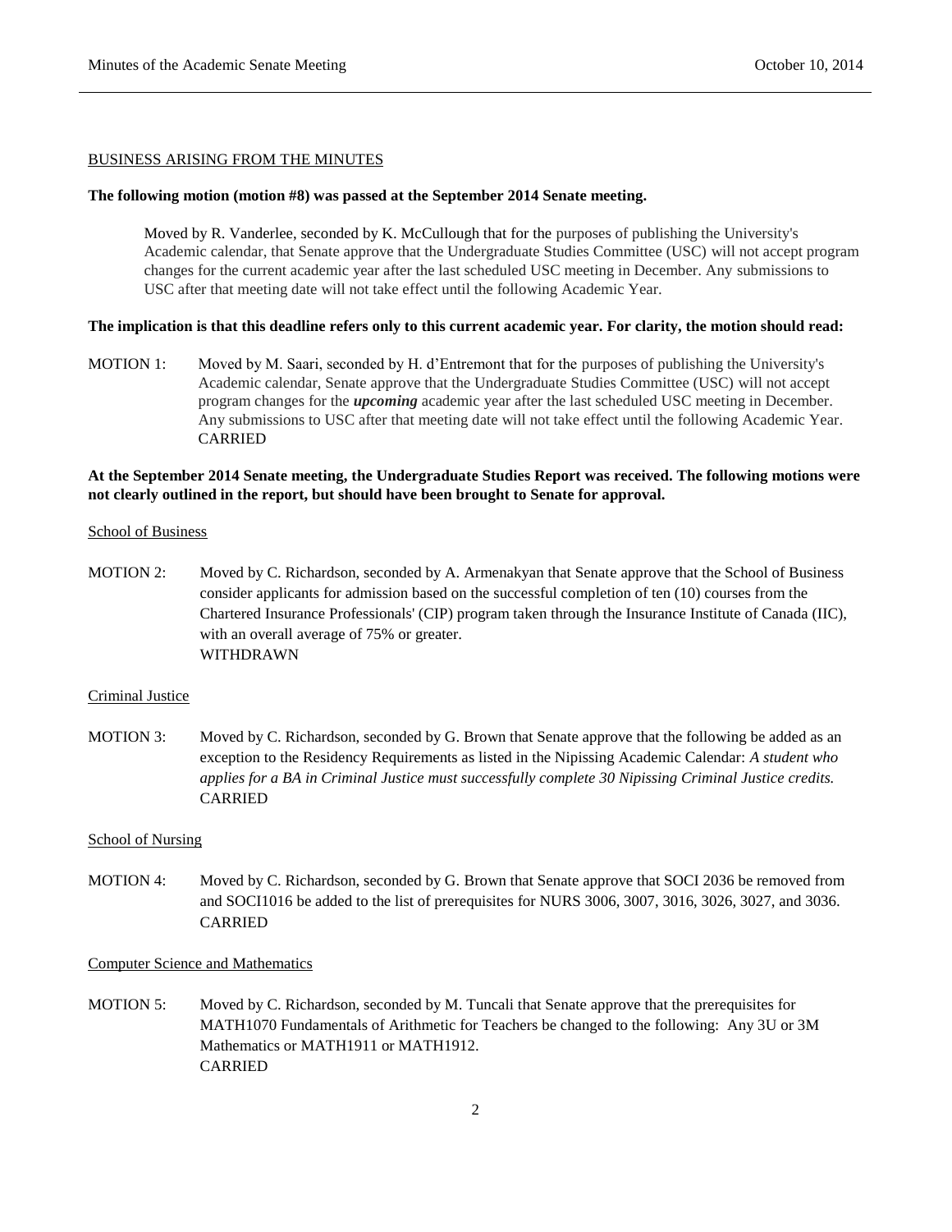BUSINESS ARISING FROM THE MINUTES

**The following motion (motion #8) was passed at the September 2014 Senate meeting.**

> Moved by R. Vanderlee, seconded by K. McCullough that for the purposes of publishing the University's Academic calendar, that Senate approve that the Undergraduate Studies Committee (USC) will not accept program changes for the current academic year after the last scheduled USC meeting in December. Any submissions to USC after that meeting date will not take effect until the following Academic Year.

**The implication is that this deadline refers only to this current academic year. For clarity, the motion should read:**

MOTION 1: Moved by M. Saari, seconded by H. d'Entremont that for the purposes of publishing the University's Academic calendar, Senate approve that the Undergraduate Studies Committee (USC) will not accept program changes for the ***upcoming*** academic year after the last scheduled USC meeting in December. Any submissions to USC after that meeting date will not take effect until the following Academic Year.
CARRIED

**At the September 2014 Senate meeting, the Undergraduate Studies Report was received. The following motions were not clearly outlined in the report, but should have been brought to Senate for approval.**

School of Business

MOTION 2: Moved by C. Richardson, seconded by A. Armenakyan that Senate approve that the School of Business consider applicants for admission based on the successful completion of ten (10) courses from the Chartered Insurance Professionals' (CIP) program taken through the Insurance Institute of Canada (IIC), with an overall average of 75% or greater.
WITHDRAWN

Criminal Justice

MOTION 3: Moved by C. Richardson, seconded by G. Brown that Senate approve that the following be added as an exception to the Residency Requirements as listed in the Nipissing Academic Calendar: *A student who applies for a BA in Criminal Justice must successfully complete 30 Nipissing Criminal Justice credits.*
CARRIED

School of Nursing

MOTION 4: Moved by C. Richardson, seconded by G. Brown that Senate approve that SOCI 2036 be removed from and SOCI1016 be added to the list of prerequisites for NURS 3006, 3007, 3016, 3026, 3027, and 3036.
CARRIED

Computer Science and Mathematics

MOTION 5: Moved by C. Richardson, seconded by M. Tuncali that Senate approve that the prerequisites for MATH1070 Fundamentals of Arithmetic for Teachers be changed to the following: Any 3U or 3M Mathematics or MATH1911 or MATH1912.
CARRIED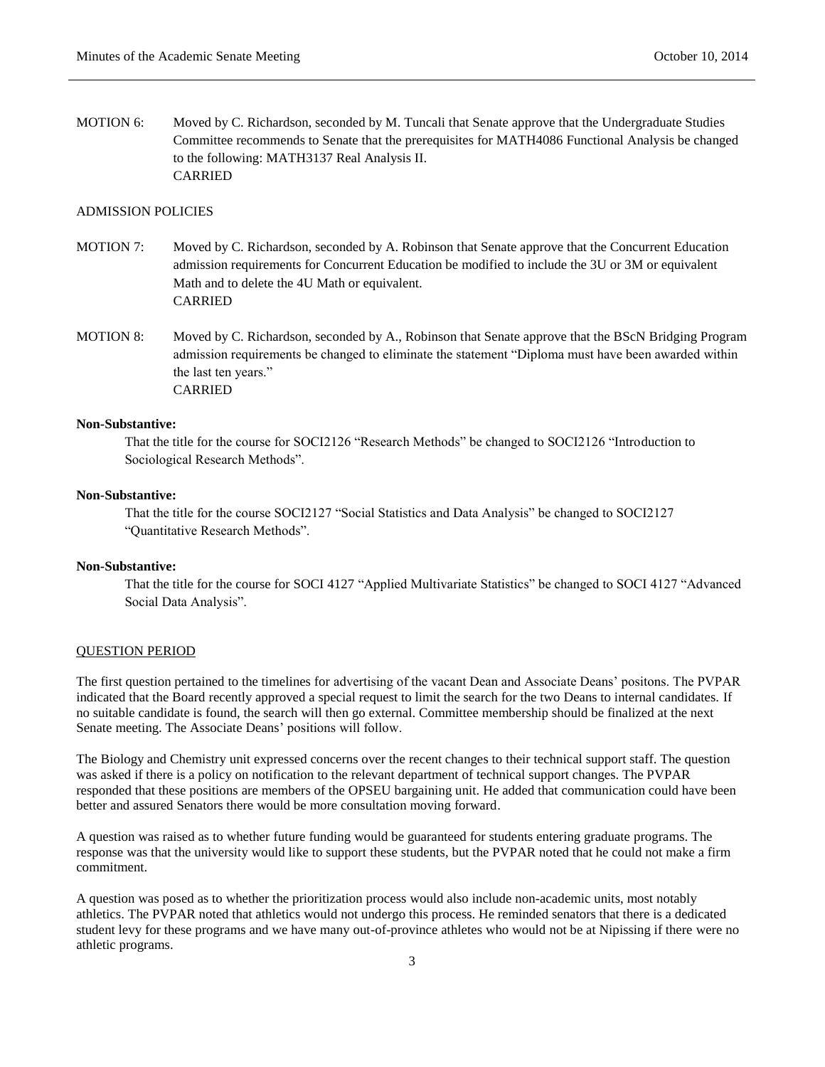MOTION 6: Moved by C. Richardson, seconded by M. Tuncali that Senate approve that the Undergraduate Studies Committee recommends to Senate that the prerequisites for MATH4086 Functional Analysis be changed to the following: MATH3137 Real Analysis II.
CARRIED

ADMISSION POLICIES

MOTION 7: Moved by C. Richardson, seconded by A. Robinson that Senate approve that the Concurrent Education admission requirements for Concurrent Education be modified to include the 3U or 3M or equivalent Math and to delete the 4U Math or equivalent.
CARRIED

MOTION 8: Moved by C. Richardson, seconded by A., Robinson that Senate approve that the BScN Bridging Program admission requirements be changed to eliminate the statement "Diploma must have been awarded within the last ten years."
CARRIED

**Non-Substantive:**

That the title for the course for SOCI2126 "Research Methods" be changed to SOCI2126 "Introduction to Sociological Research Methods".

**Non-Substantive:**

That the title for the course SOCI2127 "Social Statistics and Data Analysis" be changed to SOCI2127 "Quantitative Research Methods".

**Non-Substantive:**

That the title for the course for SOCI 4127 "Applied Multivariate Statistics" be changed to SOCI 4127 "Advanced Social Data Analysis".

QUESTION PERIOD

The first question pertained to the timelines for advertising of the vacant Dean and Associate Deans' positons. The PVPAR indicated that the Board recently approved a special request to limit the search for the two Deans to internal candidates. If no suitable candidate is found, the search will then go external. Committee membership should be finalized at the next Senate meeting. The Associate Deans' positions will follow.

The Biology and Chemistry unit expressed concerns over the recent changes to their technical support staff. The question was asked if there is a policy on notification to the relevant department of technical support changes. The PVPAR responded that these positions are members of the OPSEU bargaining unit. He added that communication could have been better and assured Senators there would be more consultation moving forward.

A question was raised as to whether future funding would be guaranteed for students entering graduate programs. The response was that the university would like to support these students, but the PVPAR noted that he could not make a firm commitment.

A question was posed as to whether the prioritization process would also include non-academic units, most notably athletics. The PVPAR noted that athletics would not undergo this process. He reminded senators that there is a dedicated student levy for these programs and we have many out-of-province athletes who would not be at Nipissing if there were no athletic programs.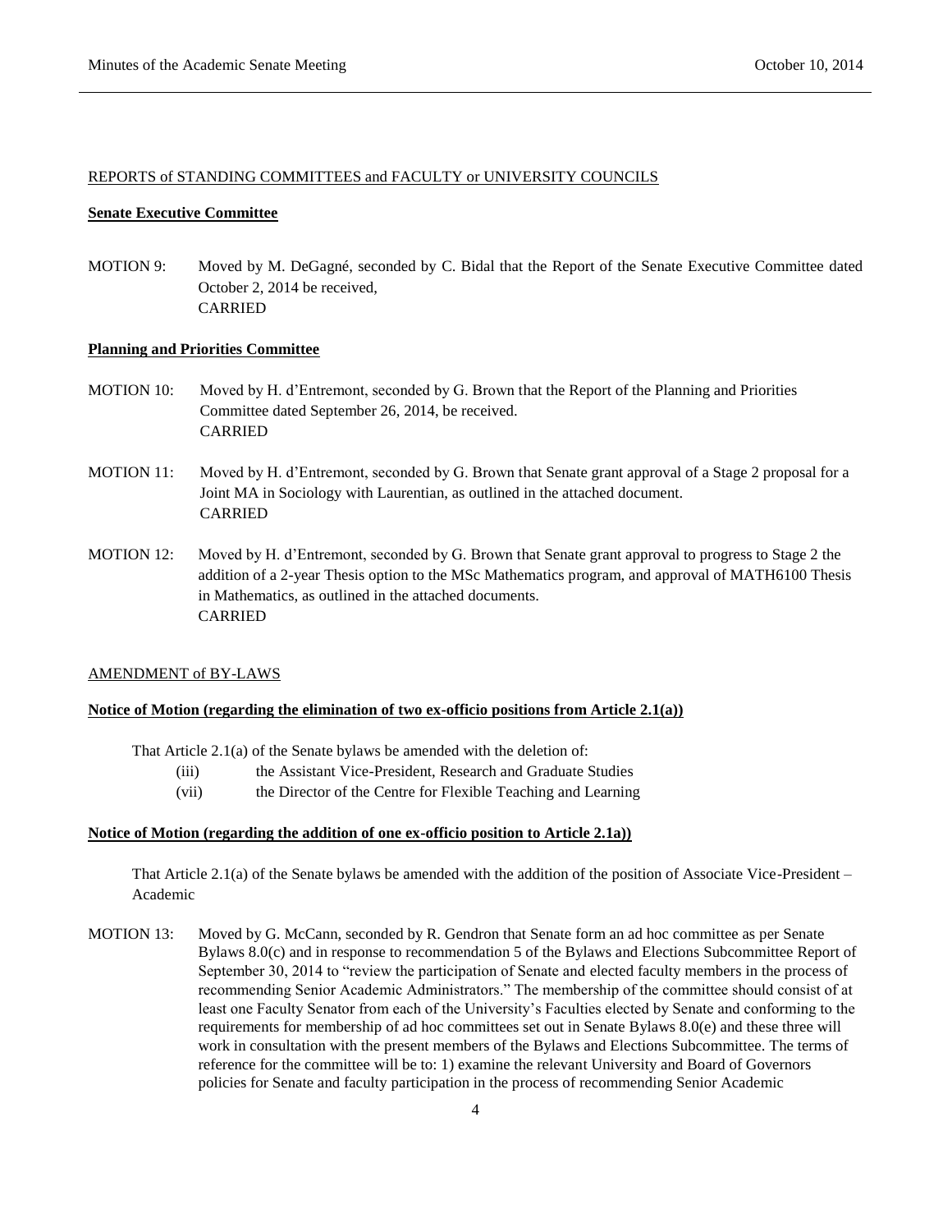REPORTS of STANDING COMMITTEES and FACULTY or UNIVERSITY COUNCILS

**Senate Executive Committee**

MOTION 9: Moved by M. DeGagné, seconded by C. Bidal that the Report of the Senate Executive Committee dated October 2, 2014 be received,
CARRIED

**Planning and Priorities Committee**

MOTION 10: Moved by H. d'Entremont, seconded by G. Brown that the Report of the Planning and Priorities Committee dated September 26, 2014, be received.
CARRIED

MOTION 11: Moved by H. d'Entremont, seconded by G. Brown that Senate grant approval of a Stage 2 proposal for a Joint MA in Sociology with Laurentian, as outlined in the attached document.
CARRIED

MOTION 12: Moved by H. d'Entremont, seconded by G. Brown that Senate grant approval to progress to Stage 2 the addition of a 2-year Thesis option to the MSc Mathematics program, and approval of MATH6100 Thesis in Mathematics, as outlined in the attached documents.
CARRIED

AMENDMENT of BY-LAWS

**Notice of Motion (regarding the elimination of two ex-officio positions from Article 2.1(a))**

That Article 2.1(a) of the Senate bylaws be amended with the deletion of:

(iii) the Assistant Vice-President, Research and Graduate Studies
(vii) the Director of the Centre for Flexible Teaching and Learning

**Notice of Motion (regarding the addition of one ex-officio position to Article 2.1a))**

That Article 2.1(a) of the Senate bylaws be amended with the addition of the position of Associate Vice-President – Academic

MOTION 13: Moved by G. McCann, seconded by R. Gendron that Senate form an ad hoc committee as per Senate Bylaws 8.0(c) and in response to recommendation 5 of the Bylaws and Elections Subcommittee Report of September 30, 2014 to "review the participation of Senate and elected faculty members in the process of recommending Senior Academic Administrators." The membership of the committee should consist of at least one Faculty Senator from each of the University's Faculties elected by Senate and conforming to the requirements for membership of ad hoc committees set out in Senate Bylaws 8.0(e) and these three will work in consultation with the present members of the Bylaws and Elections Subcommittee. The terms of reference for the committee will be to: 1) examine the relevant University and Board of Governors policies for Senate and faculty participation in the process of recommending Senior Academic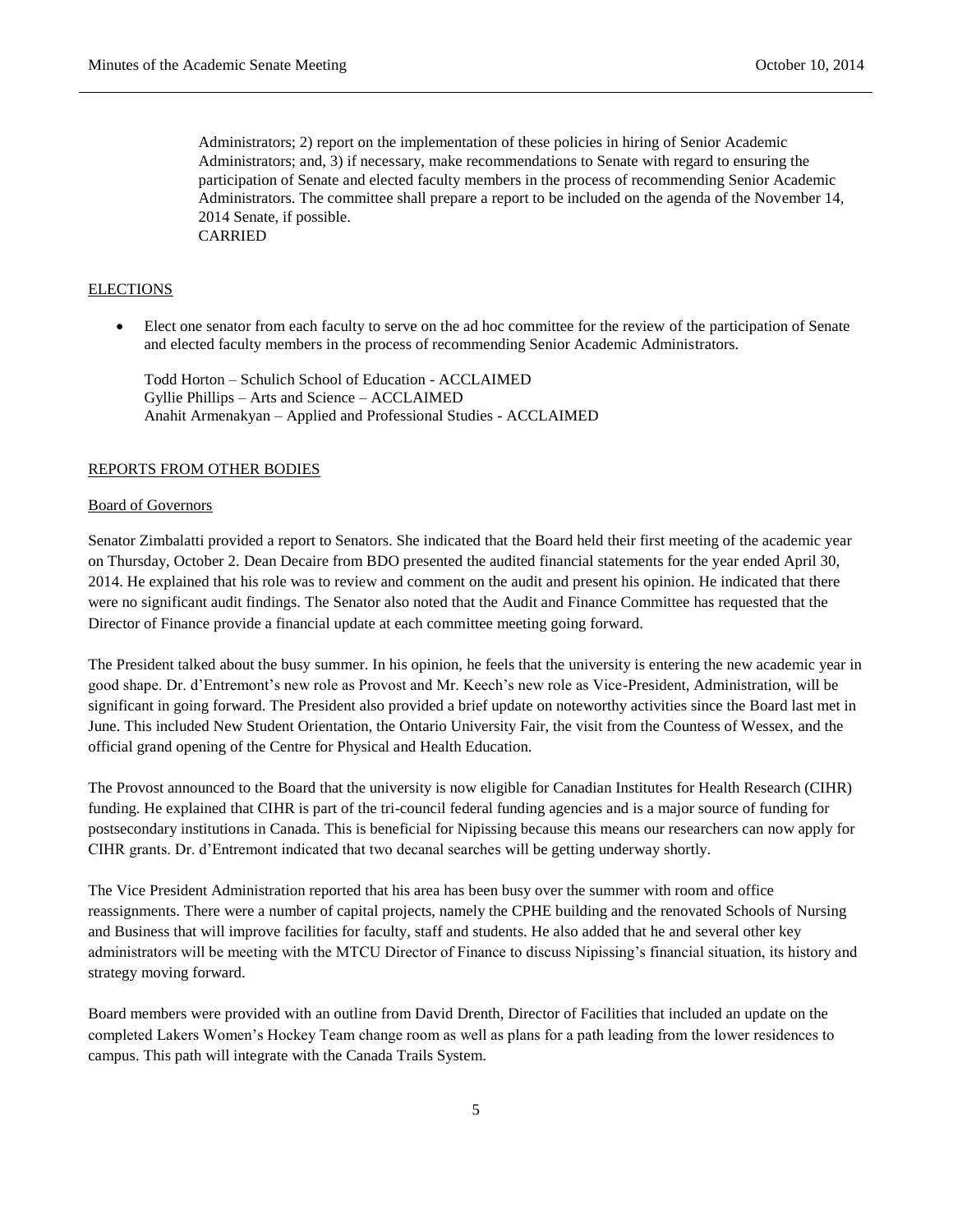Administrators; 2) report on the implementation of these policies in hiring of Senior Academic Administrators; and, 3) if necessary, make recommendations to Senate with regard to ensuring the participation of Senate and elected faculty members in the process of recommending Senior Academic Administrators. The committee shall prepare a report to be included on the agenda of the November 14, 2014 Senate, if possible.
CARRIED

## ELECTIONS

- Elect one senator from each faculty to serve on the ad hoc committee for the review of the participation of Senate and elected faculty members in the process of recommending Senior Academic Administrators.

  Todd Horton – Schulich School of Education - ACCLAIMED
  Gyllie Phillips – Arts and Science – ACCLAIMED
  Anahit Armenakyan – Applied and Professional Studies - ACCLAIMED

## REPORTS FROM OTHER BODIES

### Board of Governors

Senator Zimbalatti provided a report to Senators. She indicated that the Board held their first meeting of the academic year on Thursday, October 2. Dean Decaire from BDO presented the audited financial statements for the year ended April 30, 2014. He explained that his role was to review and comment on the audit and present his opinion. He indicated that there were no significant audit findings. The Senator also noted that the Audit and Finance Committee has requested that the Director of Finance provide a financial update at each committee meeting going forward.

The President talked about the busy summer. In his opinion, he feels that the university is entering the new academic year in good shape. Dr. d'Entremont's new role as Provost and Mr. Keech's new role as Vice-President, Administration, will be significant in going forward. The President also provided a brief update on noteworthy activities since the Board last met in June. This included New Student Orientation, the Ontario University Fair, the visit from the Countess of Wessex, and the official grand opening of the Centre for Physical and Health Education.

The Provost announced to the Board that the university is now eligible for Canadian Institutes for Health Research (CIHR) funding. He explained that CIHR is part of the tri-council federal funding agencies and is a major source of funding for postsecondary institutions in Canada. This is beneficial for Nipissing because this means our researchers can now apply for CIHR grants. Dr. d'Entremont indicated that two decanal searches will be getting underway shortly.

The Vice President Administration reported that his area has been busy over the summer with room and office reassignments. There were a number of capital projects, namely the CPHE building and the renovated Schools of Nursing and Business that will improve facilities for faculty, staff and students. He also added that he and several other key administrators will be meeting with the MTCU Director of Finance to discuss Nipissing's financial situation, its history and strategy moving forward.

Board members were provided with an outline from David Drenth, Director of Facilities that included an update on the completed Lakers Women's Hockey Team change room as well as plans for a path leading from the lower residences to campus. This path will integrate with the Canada Trails System.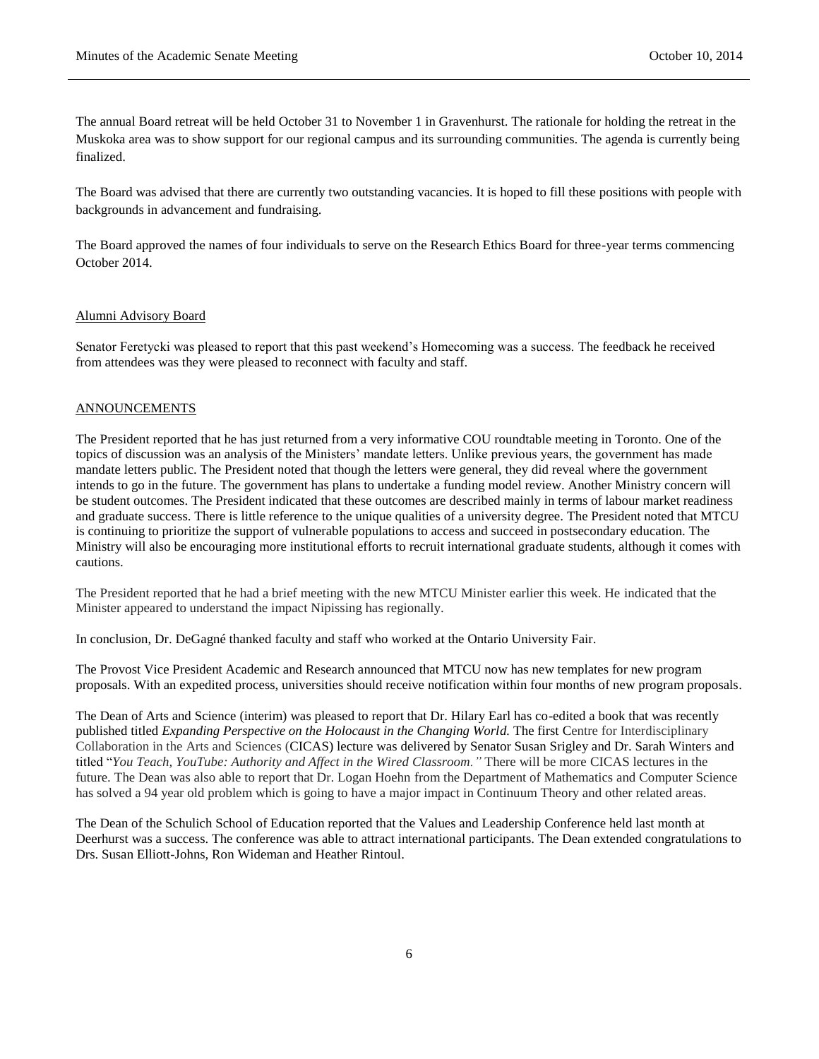The annual Board retreat will be held October 31 to November 1 in Gravenhurst. The rationale for holding the retreat in the Muskoka area was to show support for our regional campus and its surrounding communities. The agenda is currently being finalized.

The Board was advised that there are currently two outstanding vacancies. It is hoped to fill these positions with people with backgrounds in advancement and fundraising.

The Board approved the names of four individuals to serve on the Research Ethics Board for three-year terms commencing October 2014.

Alumni Advisory Board

Senator Feretycki was pleased to report that this past weekend's Homecoming was a success. The feedback he received from attendees was they were pleased to reconnect with faculty and staff.

ANNOUNCEMENTS

The President reported that he has just returned from a very informative COU roundtable meeting in Toronto. One of the topics of discussion was an analysis of the Ministers' mandate letters. Unlike previous years, the government has made mandate letters public. The President noted that though the letters were general, they did reveal where the government intends to go in the future. The government has plans to undertake a funding model review. Another Ministry concern will be student outcomes. The President indicated that these outcomes are described mainly in terms of labour market readiness and graduate success. There is little reference to the unique qualities of a university degree. The President noted that MTCU is continuing to prioritize the support of vulnerable populations to access and succeed in postsecondary education. The Ministry will also be encouraging more institutional efforts to recruit international graduate students, although it comes with cautions.

The President reported that he had a brief meeting with the new MTCU Minister earlier this week. He indicated that the Minister appeared to understand the impact Nipissing has regionally.

In conclusion, Dr. DeGagné thanked faculty and staff who worked at the Ontario University Fair.

The Provost Vice President Academic and Research announced that MTCU now has new templates for new program proposals. With an expedited process, universities should receive notification within four months of new program proposals.

The Dean of Arts and Science (interim) was pleased to report that Dr. Hilary Earl has co-edited a book that was recently published titled *Expanding Perspective on the Holocaust in the Changing World.* The first Centre for Interdisciplinary Collaboration in the Arts and Sciences (CICAS) lecture was delivered by Senator Susan Srigley and Dr. Sarah Winters and titled "*You Teach, YouTube: Authority and Affect in the Wired Classroom."* There will be more CICAS lectures in the future. The Dean was also able to report that Dr. Logan Hoehn from the Department of Mathematics and Computer Science has solved a 94 year old problem which is going to have a major impact in Continuum Theory and other related areas.

The Dean of the Schulich School of Education reported that the Values and Leadership Conference held last month at Deerhurst was a success. The conference was able to attract international participants. The Dean extended congratulations to Drs. Susan Elliott-Johns, Ron Wideman and Heather Rintoul.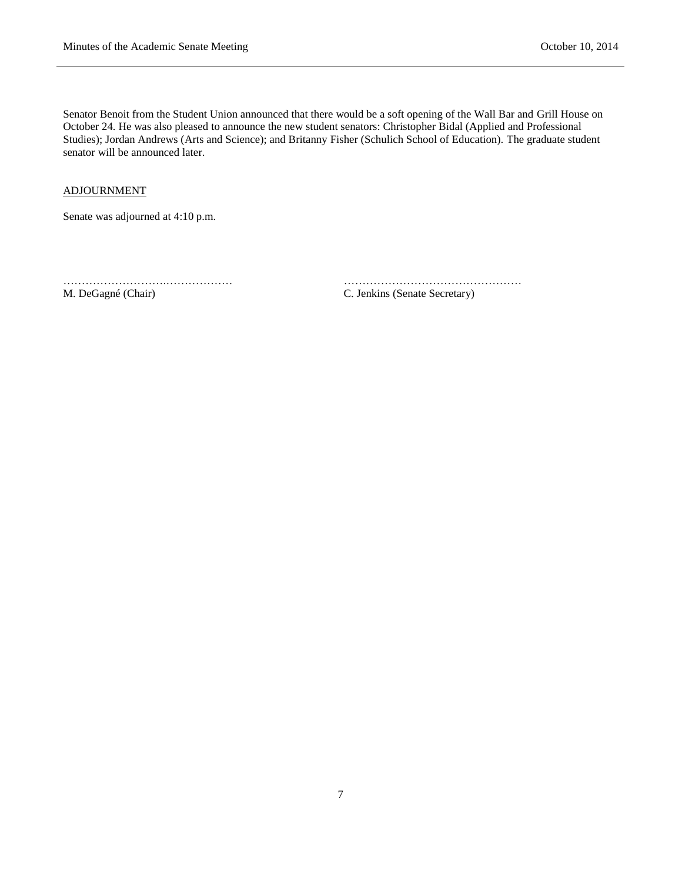Senator Benoit from the Student Union announced that there would be a soft opening of the Wall Bar and Grill House on October 24. He was also pleased to announce the new student senators: Christopher Bidal (Applied and Professional Studies); Jordan Andrews (Arts and Science); and Britanny Fisher (Schulich School of Education). The graduate student senator will be announced later.

ADJOURNMENT

Senate was adjourned at 4:10 p.m.

……………………….……………… ………………………….……………

M. DeGagné (Chair) C. Jenkins (Senate Secretary)